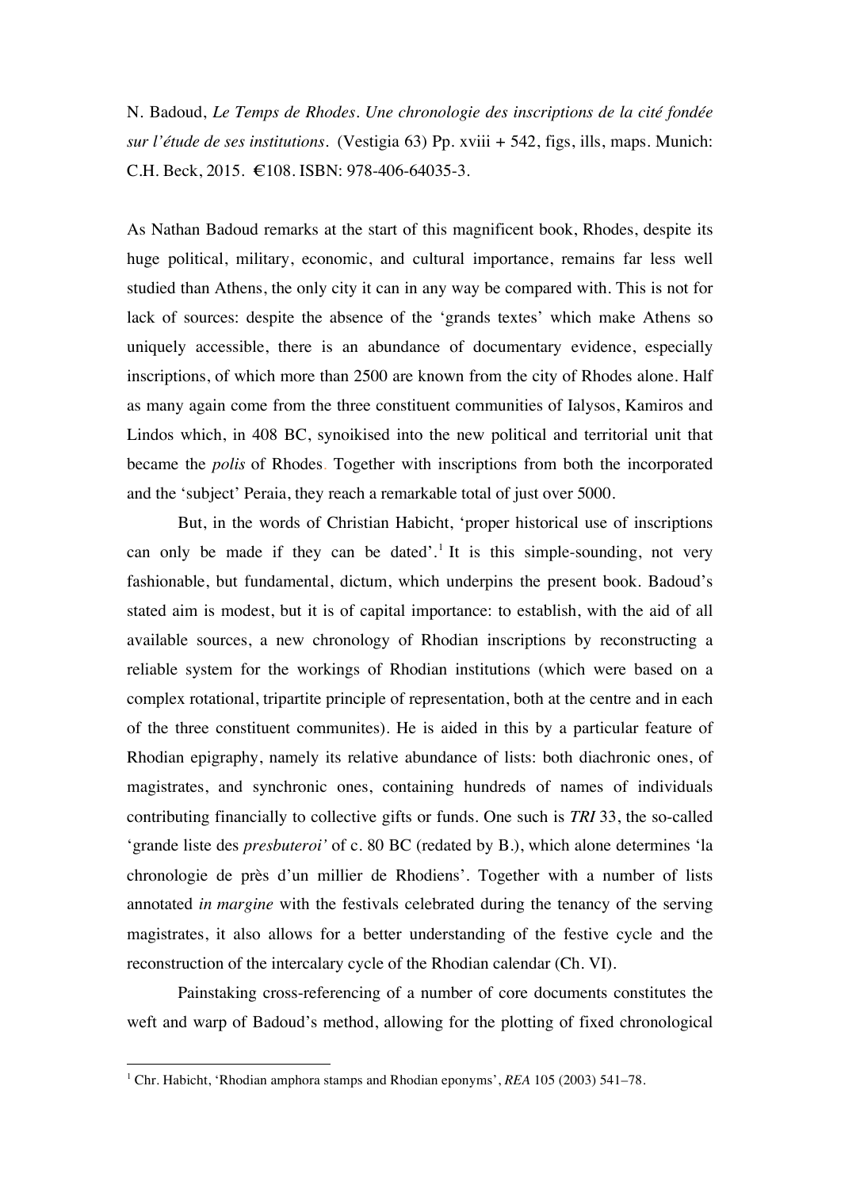N. Badoud, *Le Temps de Rhodes. Une chronologie des inscriptions de la cité fondée sur l'étude de ses institutions*. (Vestigia 63) Pp. xviii + 542, figs, ills, maps. Munich: C.H. Beck, 2015. €108. ISBN: 978-406-64035-3.

As Nathan Badoud remarks at the start of this magnificent book, Rhodes, despite its huge political, military, economic, and cultural importance, remains far less well studied than Athens, the only city it can in any way be compared with. This is not for lack of sources: despite the absence of the 'grands textes' which make Athens so uniquely accessible, there is an abundance of documentary evidence, especially inscriptions, of which more than 2500 are known from the city of Rhodes alone. Half as many again come from the three constituent communities of Ialysos, Kamiros and Lindos which, in 408 BC, synoikised into the new political and territorial unit that became the *polis* of Rhodes. Together with inscriptions from both the incorporated and the 'subject' Peraia, they reach a remarkable total of just over 5000.

But, in the words of Christian Habicht, 'proper historical use of inscriptions can only be made if they can be dated'.[1] It is this simple-sounding, not very fashionable, but fundamental, dictum, which underpins the present book. Badoud's stated aim is modest, but it is of capital importance: to establish, with the aid of all available sources, a new chronology of Rhodian inscriptions by reconstructing a reliable system for the workings of Rhodian institutions (which were based on a complex rotational, tripartite principle of representation, both at the centre and in each of the three constituent communites). He is aided in this by a particular feature of Rhodian epigraphy, namely its relative abundance of lists: both diachronic ones, of magistrates, and synchronic ones, containing hundreds of names of individuals contributing financially to collective gifts or funds. One such is *TRI* 33, the so-called 'grande liste des *presbuteroi'* of c. 80 BC (redated by B.), which alone determines 'la chronologie de près d'un millier de Rhodiens'. Together with a number of lists annotated *in margine* with the festivals celebrated during the tenancy of the serving magistrates, it also allows for a better understanding of the festive cycle and the reconstruction of the intercalary cycle of the Rhodian calendar (Ch. VI).

Painstaking cross-referencing of a number of core documents constitutes the weft and warp of Badoud's method, allowing for the plotting of fixed chronological

[1] Chr. Habicht, 'Rhodian amphora stamps and Rhodian eponyms', *REA* 105 (2003) 541–78.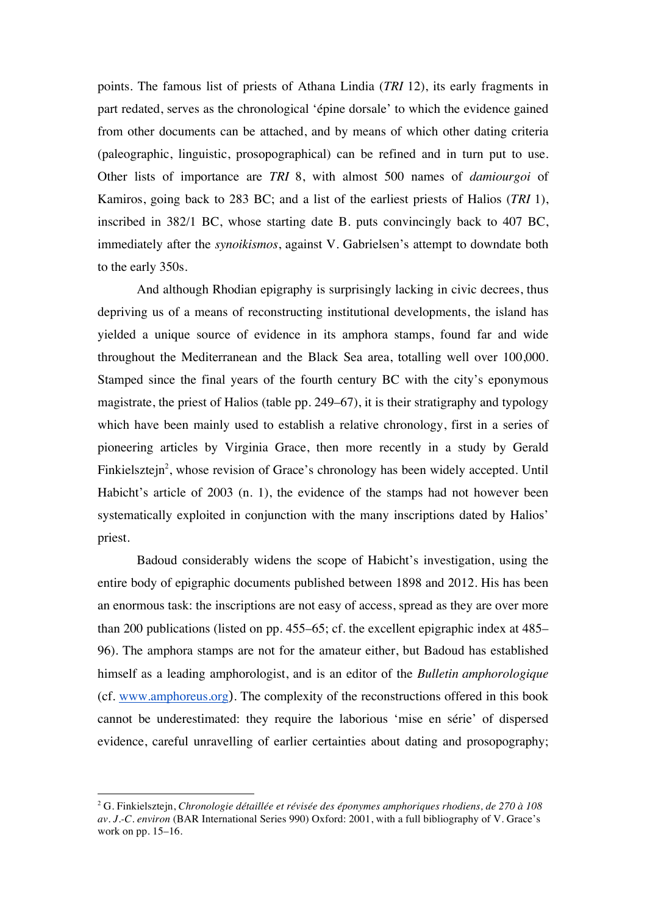points. The famous list of priests of Athana Lindia (*TRI* 12), its early fragments in part redated, serves as the chronological 'épine dorsale' to which the evidence gained from other documents can be attached, and by means of which other dating criteria (paleographic, linguistic, prosopographical) can be refined and in turn put to use. Other lists of importance are *TRI* 8, with almost 500 names of *damiourgoi* of Kamiros, going back to 283 BC; and a list of the earliest priests of Halios (*TRI* 1), inscribed in 382/1 BC, whose starting date B. puts convincingly back to 407 BC, immediately after the *synoikismos*, against V. Gabrielsen's attempt to downdate both to the early 350s.

And although Rhodian epigraphy is surprisingly lacking in civic decrees, thus depriving us of a means of reconstructing institutional developments, the island has yielded a unique source of evidence in its amphora stamps, found far and wide throughout the Mediterranean and the Black Sea area, totalling well over 100,000. Stamped since the final years of the fourth century BC with the city's eponymous magistrate, the priest of Halios (table pp. 249–67), it is their stratigraphy and typology which have been mainly used to establish a relative chronology, first in a series of pioneering articles by Virginia Grace, then more recently in a study by Gerald Finkielsztejn[2], whose revision of Grace's chronology has been widely accepted. Until Habicht's article of 2003 (n. 1), the evidence of the stamps had not however been systematically exploited in conjunction with the many inscriptions dated by Halios' priest.

Badoud considerably widens the scope of Habicht's investigation, using the entire body of epigraphic documents published between 1898 and 2012. His has been an enormous task: the inscriptions are not easy of access, spread as they are over more than 200 publications (listed on pp. 455–65; cf. the excellent epigraphic index at 485–96). The amphora stamps are not for the amateur either, but Badoud has established himself as a leading amphorologist, and is an editor of the *Bulletin amphorologique* (cf. www.amphoreus.org). The complexity of the reconstructions offered in this book cannot be underestimated: they require the laborious 'mise en série' of dispersed evidence, careful unravelling of earlier certainties about dating and prosopography;

---

[2] G. Finkielsztejn, *Chronologie détaillée et révisée des éponymes amphoriques rhodiens, de 270 à 108 av. J.-C. environ* (BAR International Series 990) Oxford: 2001, with a full bibliography of V. Grace's work on pp. 15–16.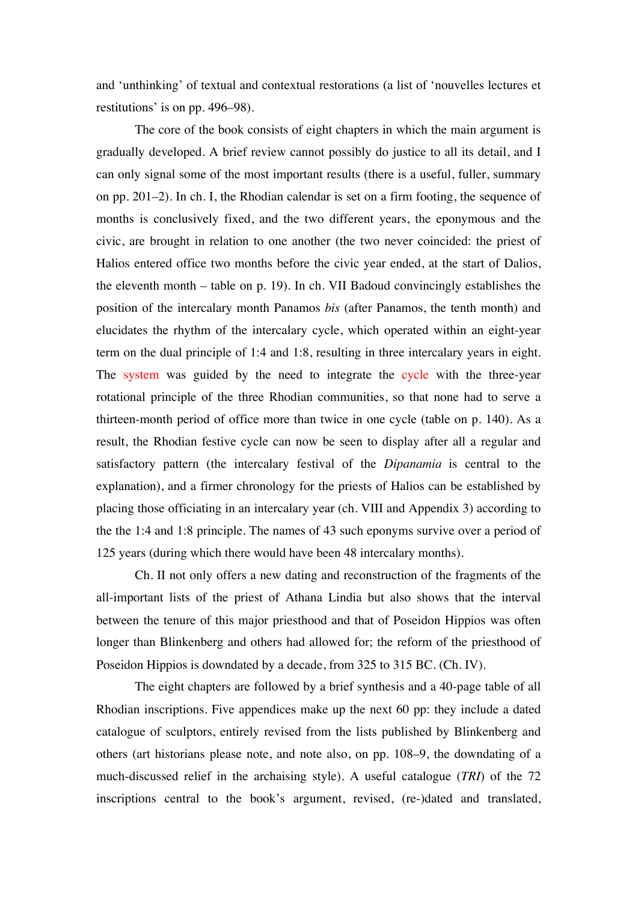and 'unthinking' of textual and contextual restorations (a list of 'nouvelles lectures et restitutions' is on pp. 496–98).

The core of the book consists of eight chapters in which the main argument is gradually developed. A brief review cannot possibly do justice to all its detail, and I can only signal some of the most important results (there is a useful, fuller, summary on pp. 201–2). In ch. I, the Rhodian calendar is set on a firm footing, the sequence of months is conclusively fixed, and the two different years, the eponymous and the civic, are brought in relation to one another (the two never coincided: the priest of Halios entered office two months before the civic year ended, at the start of Dalios, the eleventh month – table on p. 19). In ch. VII Badoud convincingly establishes the position of the intercalary month Panamos *bis* (after Panamos, the tenth month) and elucidates the rhythm of the intercalary cycle, which operated within an eight-year term on the dual principle of 1:4 and 1:8, resulting in three intercalary years in eight. The system was guided by the need to integrate the cycle with the three-year rotational principle of the three Rhodian communities, so that none had to serve a thirteen-month period of office more than twice in one cycle (table on p. 140). As a result, the Rhodian festive cycle can now be seen to display after all a regular and satisfactory pattern (the intercalary festival of the *Dipanamia* is central to the explanation), and a firmer chronology for the priests of Halios can be established by placing those officiating in an intercalary year (ch. VIII and Appendix 3) according to the the 1:4 and 1:8 principle. The names of 43 such eponyms survive over a period of 125 years (during which there would have been 48 intercalary months).

Ch. II not only offers a new dating and reconstruction of the fragments of the all-important lists of the priest of Athana Lindia but also shows that the interval between the tenure of this major priesthood and that of Poseidon Hippios was often longer than Blinkenberg and others had allowed for; the reform of the priesthood of Poseidon Hippios is downdated by a decade, from 325 to 315 BC. (Ch. IV).

The eight chapters are followed by a brief synthesis and a 40-page table of all Rhodian inscriptions. Five appendices make up the next 60 pp: they include a dated catalogue of sculptors, entirely revised from the lists published by Blinkenberg and others (art historians please note, and note also, on pp. 108–9, the downdating of a much-discussed relief in the archaising style). A useful catalogue (*TRI*) of the 72 inscriptions central to the book's argument, revised, (re-)dated and translated,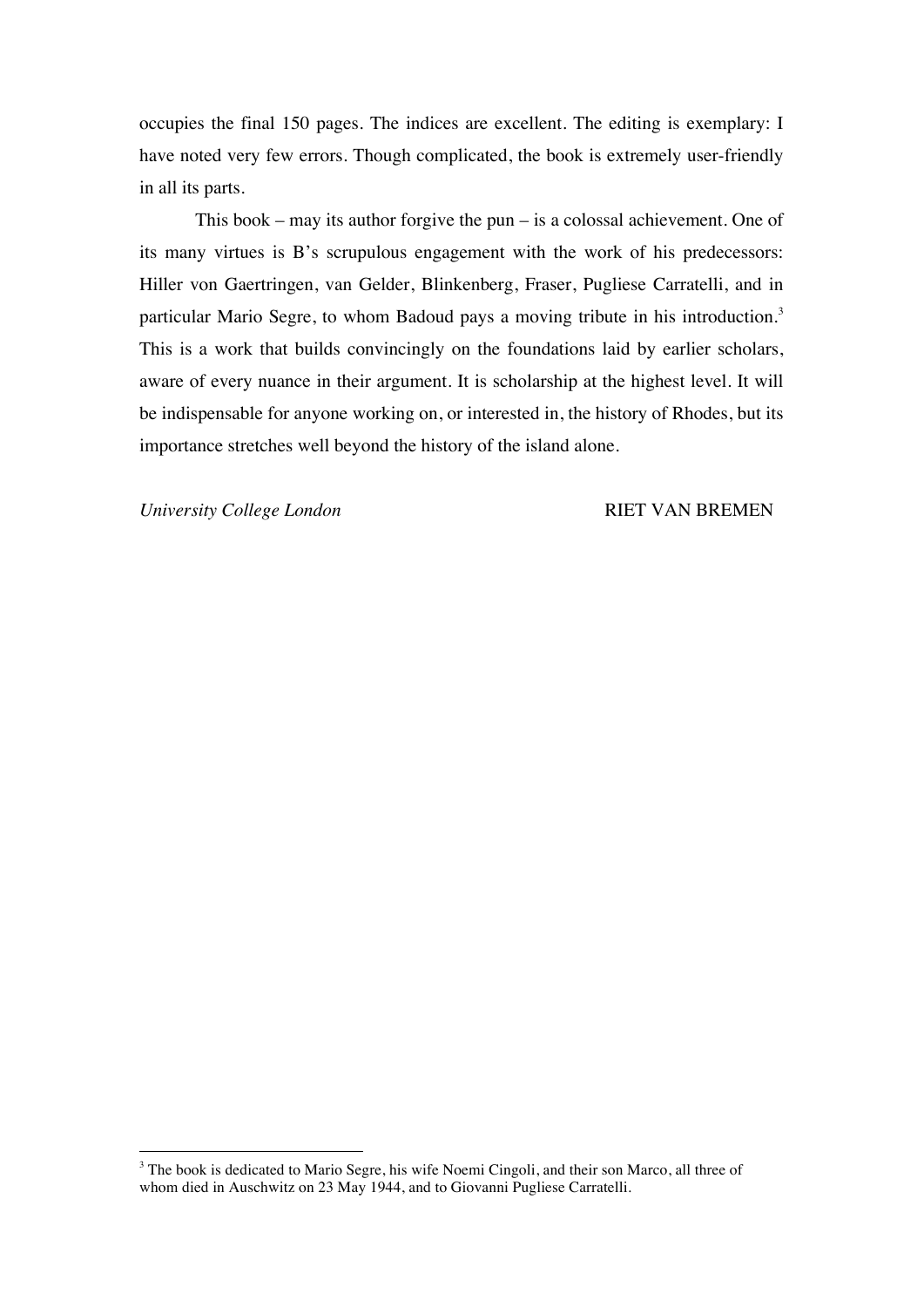occupies the final 150 pages. The indices are excellent. The editing is exemplary: I have noted very few errors. Though complicated, the book is extremely user-friendly in all its parts.

This book – may its author forgive the pun – is a colossal achievement. One of its many virtues is B's scrupulous engagement with the work of his predecessors: Hiller von Gaertringen, van Gelder, Blinkenberg, Fraser, Pugliese Carratelli, and in particular Mario Segre, to whom Badoud pays a moving tribute in his introduction.[3] This is a work that builds convincingly on the foundations laid by earlier scholars, aware of every nuance in their argument. It is scholarship at the highest level. It will be indispensable for anyone working on, or interested in, the history of Rhodes, but its importance stretches well beyond the history of the island alone.

*University College London* RIET VAN BREMEN

---

[3] The book is dedicated to Mario Segre, his wife Noemi Cingoli, and their son Marco, all three of whom died in Auschwitz on 23 May 1944, and to Giovanni Pugliese Carratelli.